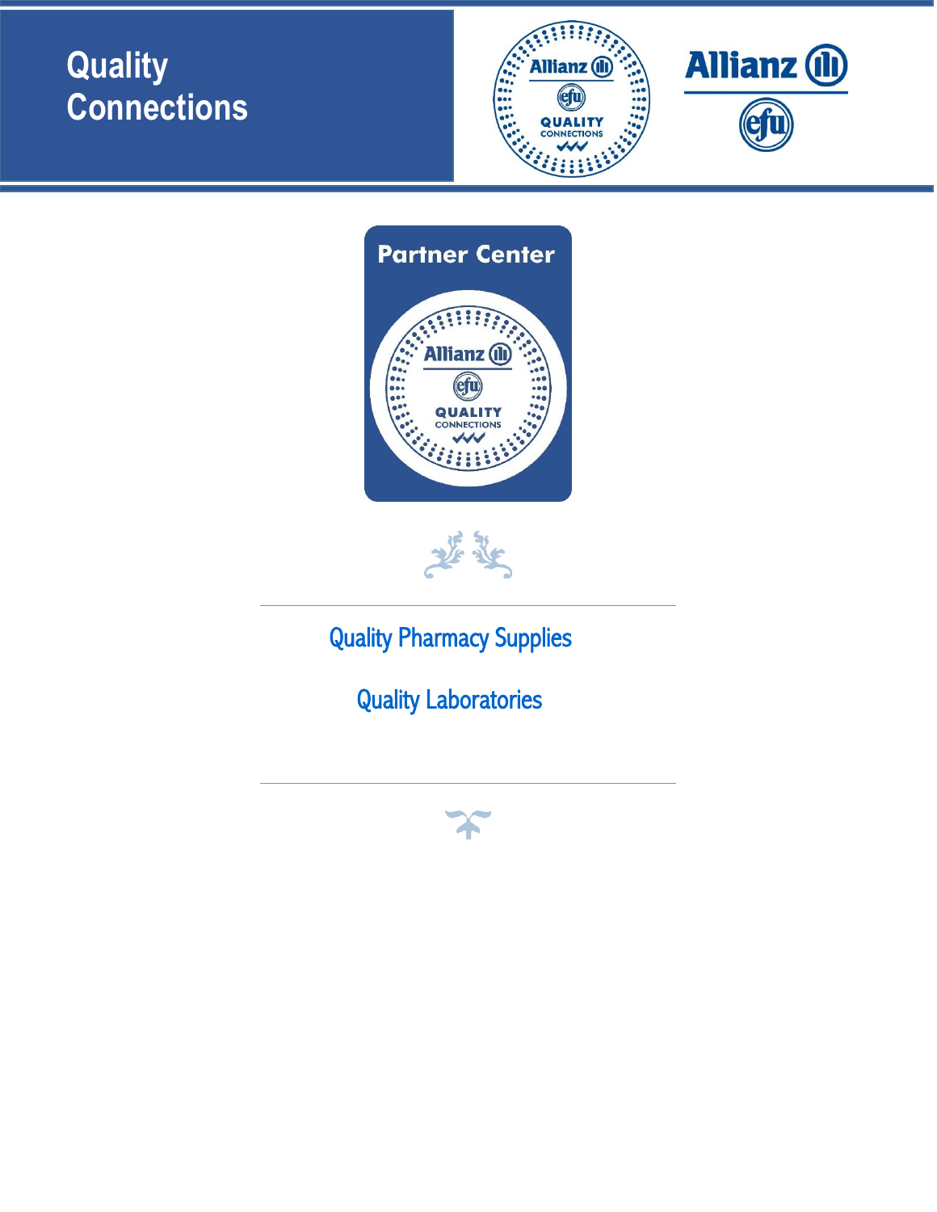# Quality Connections

Partner Center

Quality Pharmacy Supplies

Quality Laboratories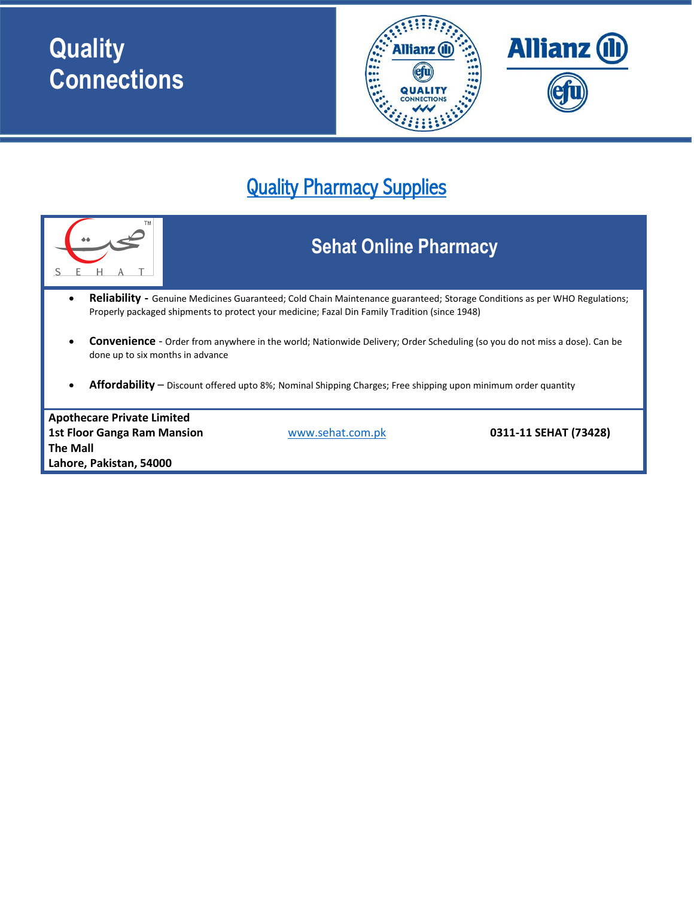# Quality Connections

## Quality Pharmacy Supplies

### Sehat Online Pharmacy

- **Reliability -** Genuine Medicines Guaranteed; Cold Chain Maintenance guaranteed; Storage Conditions as per WHO Regulations; Properly packaged shipments to protect your medicine; Fazal Din Family Tradition (since 1948)

- **Convenience** - Order from anywhere in the world; Nationwide Delivery; Order Scheduling (so you do not miss a dose). Can be done up to six months in advance

- **Affordability** – Discount offered upto 8%; Nominal Shipping Charges; Free shipping upon minimum order quantity

**Apothecare Private Limited**
**1st Floor Ganga Ram Mansion**
**The Mall**
**Lahore, Pakistan, 54000**

www.sehat.com.pk

**0311-11 SEHAT (73428)**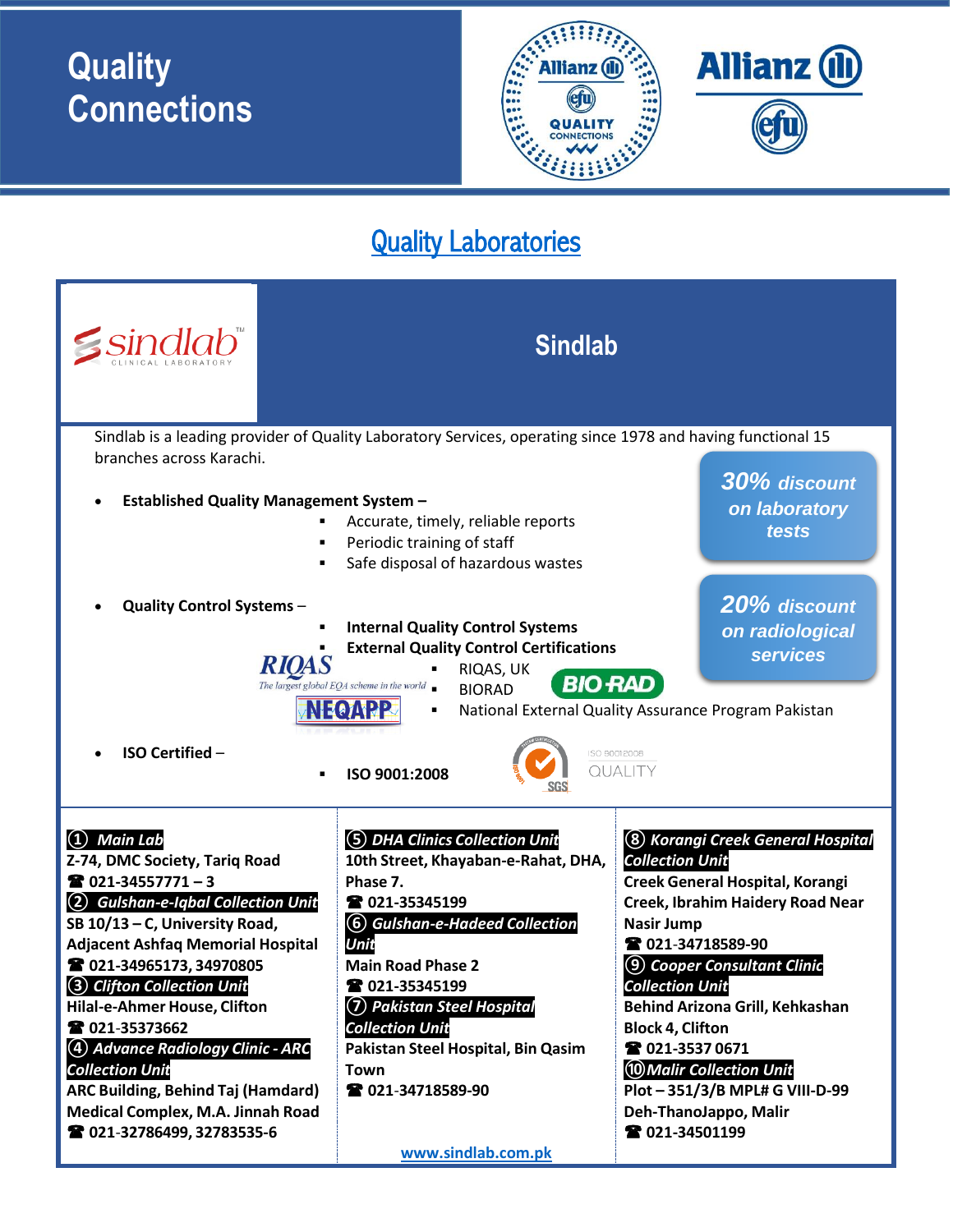# Quality Connections

## Quality Laboratories

### Sindlab

Sindlab is a leading provider of Quality Laboratory Services, operating since 1978 and having functional 15 branches across Karachi.

**30% discount on laboratory tests**

**20% discount on radiological services**

- **Established Quality Management System –**
  - Accurate, timely, reliable reports
  - Periodic training of staff
  - Safe disposal of hazardous wastes
- **Quality Control Systems** –
  - **Internal Quality Control Systems**
  - **External Quality Control Certifications**
    - RIQAS, UK
    - BIORAD
    - National External Quality Assurance Program Pakistan
- **ISO Certified** –
  - **ISO 9001:2008**

**① Main Lab**
**Z-74, DMC Society, Tariq Road**
**☎ 021-34557771 – 3**

**② Gulshan-e-Iqbal Collection Unit**
**SB 10/13 – C, University Road, Adjacent Ashfaq Memorial Hospital**
**☎ 021-34965173, 34970805**

**③ Clifton Collection Unit**
**Hilal-e-Ahmer House, Clifton**
**☎ 021-35373662**

**④ Advance Radiology Clinic - ARC Collection Unit**
**ARC Building, Behind Taj (Hamdard) Medical Complex, M.A. Jinnah Road**
**☎ 021-32786499, 32783535-6**

**⑤ DHA Clinics Collection Unit**
**10th Street, Khayaban-e-Rahat, DHA, Phase 7.**
**☎ 021-35345199**

**⑥ Gulshan-e-Hadeed Collection Unit**
**Main Road Phase 2**
**☎ 021-35345199**

**⑦ Pakistan Steel Hospital Collection Unit**
**Pakistan Steel Hospital, Bin Qasim Town**
**☎ 021-34718589-90**

**⑧ Korangi Creek General Hospital Collection Unit**
**Creek General Hospital, Korangi Creek, Ibrahim Haidery Road Near Nasir Jump**
**☎ 021-34718589-90**

**⑨ Cooper Consultant Clinic Collection Unit**
**Behind Arizona Grill, Kehkashan Block 4, Clifton**
**☎ 021-3537 0671**

**⑩ Malir Collection Unit**
**Plot – 351/3/B MPL# G VIII-D-99 Deh-ThanoJappo, Malir**
**☎ 021-34501199**

www.sindlab.com.pk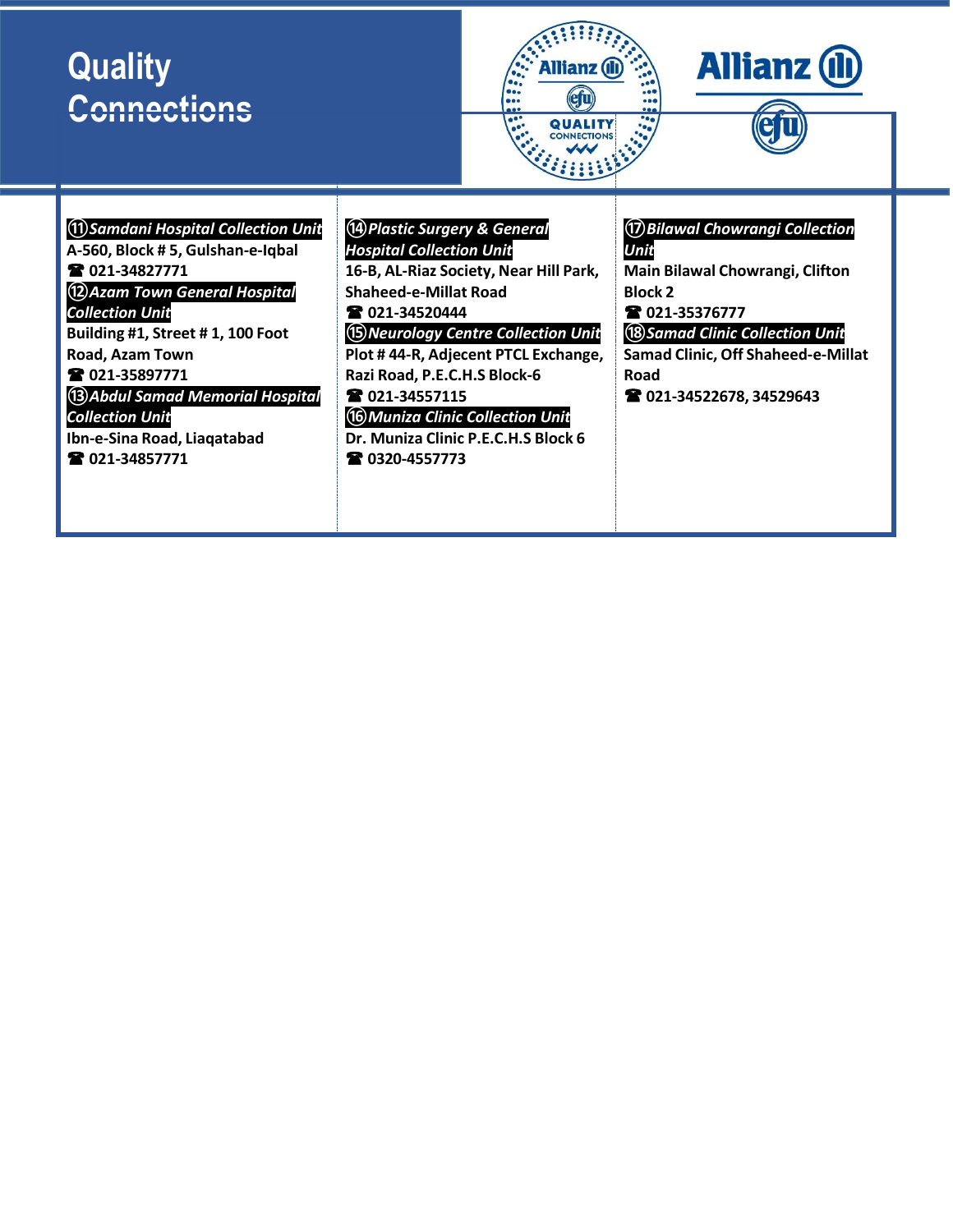# Quality Connections

**⑪ *Samdani Hospital Collection Unit***
A-560, Block # 5, Gulshan-e-Iqbal
☎ 021-34827771

**⑫ *Azam Town General Hospital Collection Unit***
Building #1, Street # 1, 100 Foot Road, Azam Town
☎ 021-35897771

**⑬ *Abdul Samad Memorial Hospital Collection Unit***
Ibn-e-Sina Road, Liaqatabad
☎ 021-34857771

**⑭ *Plastic Surgery & General Hospital Collection Unit***
16-B, AL-Riaz Society, Near Hill Park, Shaheed-e-Millat Road
☎ 021-34520444

**⑮ *Neurology Centre Collection Unit***
Plot # 44-R, Adjecent PTCL Exchange, Razi Road, P.E.C.H.S Block-6
☎ 021-34557115

**⑯ *Muniza Clinic Collection Unit***
Dr. Muniza Clinic P.E.C.H.S Block 6
☎ 0320-4557773

**⑰ *Bilawal Chowrangi Collection Unit***
Main Bilawal Chowrangi, Clifton Block 2
☎ 021-35376777

**⑱ *Samad Clinic Collection Unit***
Samad Clinic, Off Shaheed-e-Millat Road
☎ 021-34522678, 34529643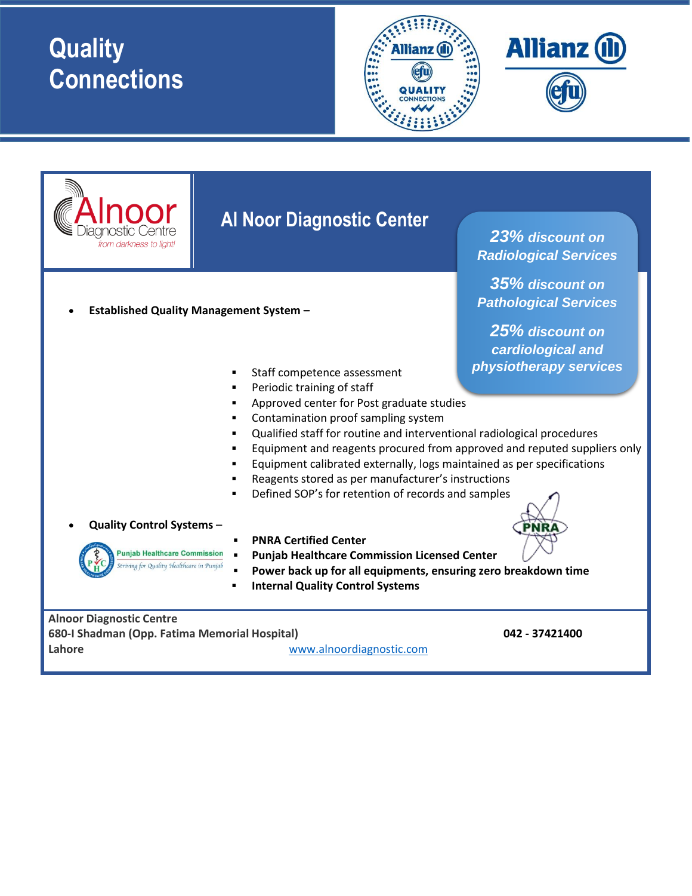# Quality Connections

Allianz EFU

## Al Noor Diagnostic Center

Alnoor Diagnostic Centre
*from darkness to light!*

***23% discount on Radiological Services***

***35% discount on Pathological Services***

***25% discount on cardiological and physiotherapy services***

- **Established Quality Management System –**
  - Staff competence assessment
  - Periodic training of staff
  - Approved center for Post graduate studies
  - Contamination proof sampling system
  - Qualified staff for routine and interventional radiological procedures
  - Equipment and reagents procured from approved and reputed suppliers only
  - Equipment calibrated externally, logs maintained as per specifications
  - Reagents stored as per manufacturer's instructions
  - Defined SOP's for retention of records and samples

- **Quality Control Systems** –
  - **PNRA Certified Center**
  - **Punjab Healthcare Commission Licensed Center**
  - **Power back up for all equipments, ensuring zero breakdown time**
  - **Internal Quality Control Systems**

Punjab Healthcare Commission
*Striving for Quality Healthcare in Punjab*

PNRA

**Alnoor Diagnostic Centre**
**680-I Shadman (Opp. Fatima Memorial Hospital)**
**Lahore**

**042 - 37421400**

www.alnoordiagnostic.com